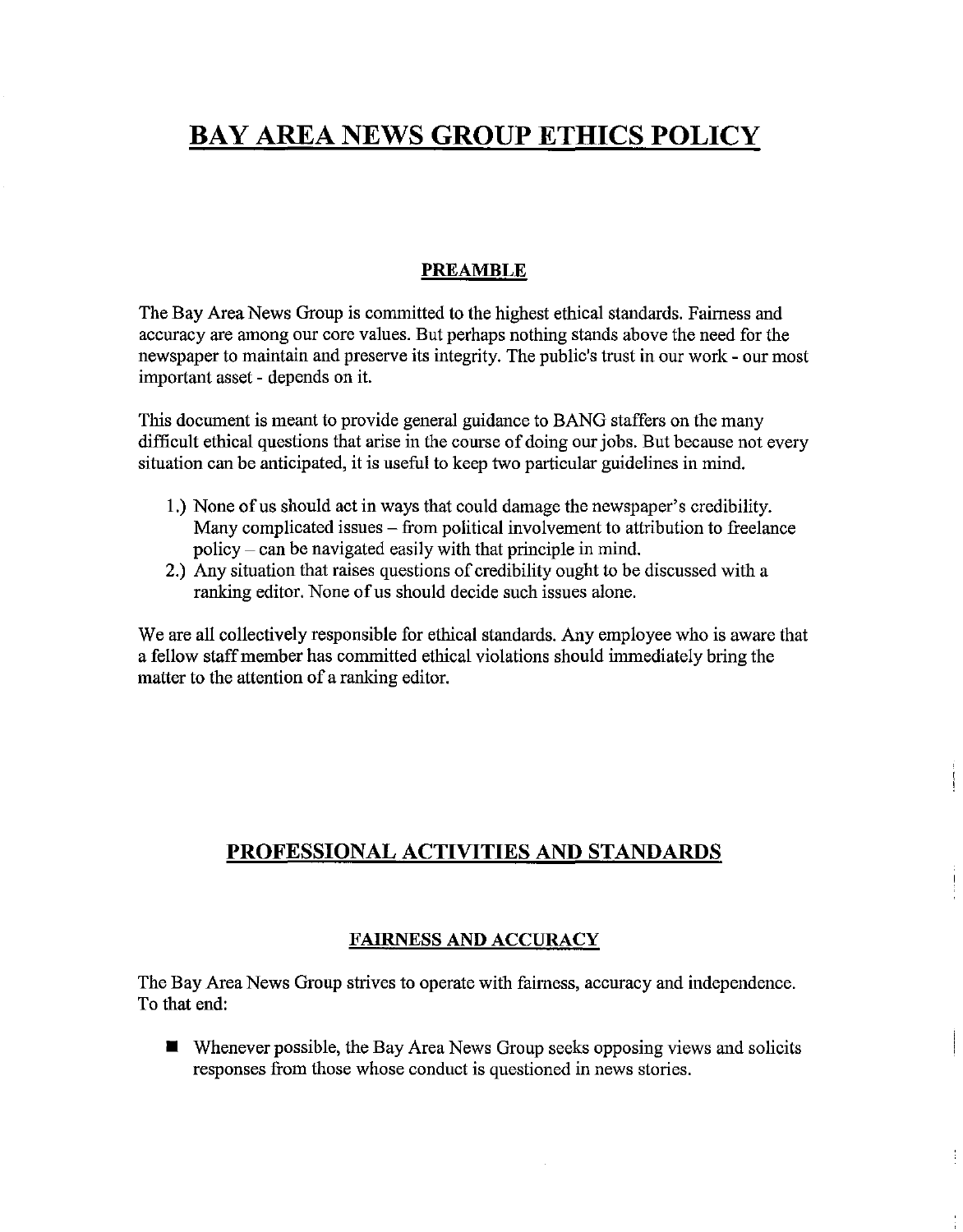# BAY AREA NEWS GROUP ETHICS POLICY

## PREAMBLE

The Bay Area News Group is committed to the highest ethical standards. Fairness and accuracy are among our core values. But perhaps nothing stands above the need for the newspaper to maintain and preserve its integrity. The public's trust in our work - our most important asset - depends on it.

This document is meant to provide general guidance to BANG staffers on the many difficult ethical questions that arise in the course of doing our jobs. But because not every situation can be anticipated, it is useful to keep two particular guidelines in mind.

1.) None of us should act in ways that could damage the newspaper's credibility. Many complicated issues – from political involvement to attribution to freelance policy – can be navigated easily with that principle in mind.
2.) Any situation that raises questions of credibility ought to be discussed with a ranking editor. None of us should decide such issues alone.

We are all collectively responsible for ethical standards. Any employee who is aware that a fellow staff member has committed ethical violations should immediately bring the matter to the attention of a ranking editor.

## PROFESSIONAL ACTIVITIES AND STANDARDS

### FAIRNESS AND ACCURACY

The Bay Area News Group strives to operate with fairness, accuracy and independence. To that end:

- Whenever possible, the Bay Area News Group seeks opposing views and solicits responses from those whose conduct is questioned in news stories.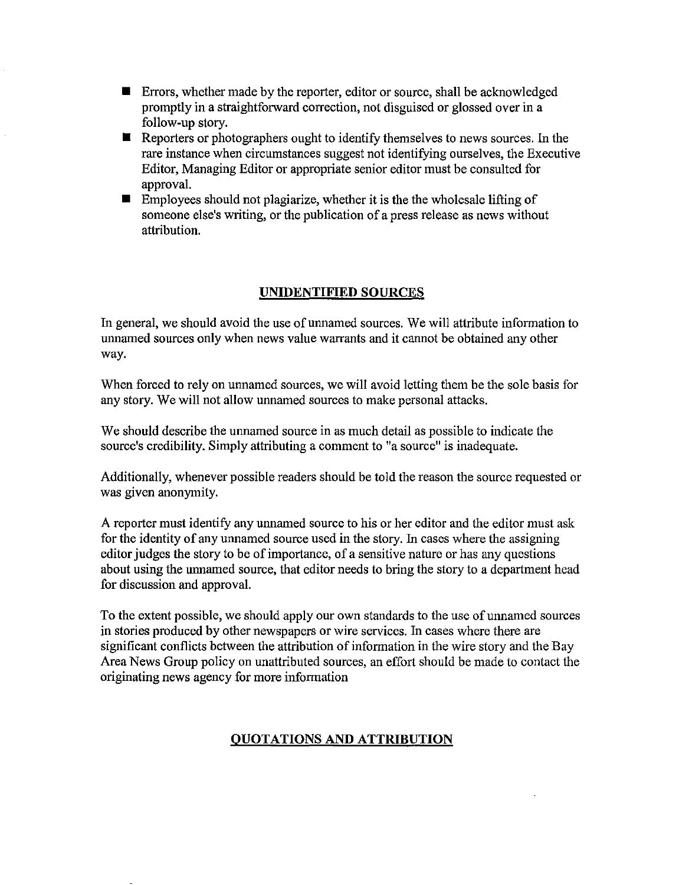- Errors, whether made by the reporter, editor or source, shall be acknowledged promptly in a straightforward correction, not disguised or glossed over in a follow-up story.
- Reporters or photographers ought to identify themselves to news sources. In the rare instance when circumstances suggest not identifying ourselves, the Executive Editor, Managing Editor or appropriate senior editor must be consulted for approval.
- Employees should not plagiarize, whether it is the the wholesale lifting of someone else's writing, or the publication of a press release as news without attribution.

## UNIDENTIFIED SOURCES

In general, we should avoid the use of unnamed sources. We will attribute information to unnamed sources only when news value warrants and it cannot be obtained any other way.

When forced to rely on unnamed sources, we will avoid letting them be the sole basis for any story. We will not allow unnamed sources to make personal attacks.

We should describe the unnamed source in as much detail as possible to indicate the source's credibility. Simply attributing a comment to "a source" is inadequate.

Additionally, whenever possible readers should be told the reason the source requested or was given anonymity.

A reporter must identify any unnamed source to his or her editor and the editor must ask for the identity of any unnamed source used in the story. In cases where the assigning editor judges the story to be of importance, of a sensitive nature or has any questions about using the unnamed source, that editor needs to bring the story to a department head for discussion and approval.

To the extent possible, we should apply our own standards to the use of unnamed sources in stories produced by other newspapers or wire services. In cases where there are significant conflicts between the attribution of information in the wire story and the Bay Area News Group policy on unattributed sources, an effort should be made to contact the originating news agency for more information

## QUOTATIONS AND ATTRIBUTION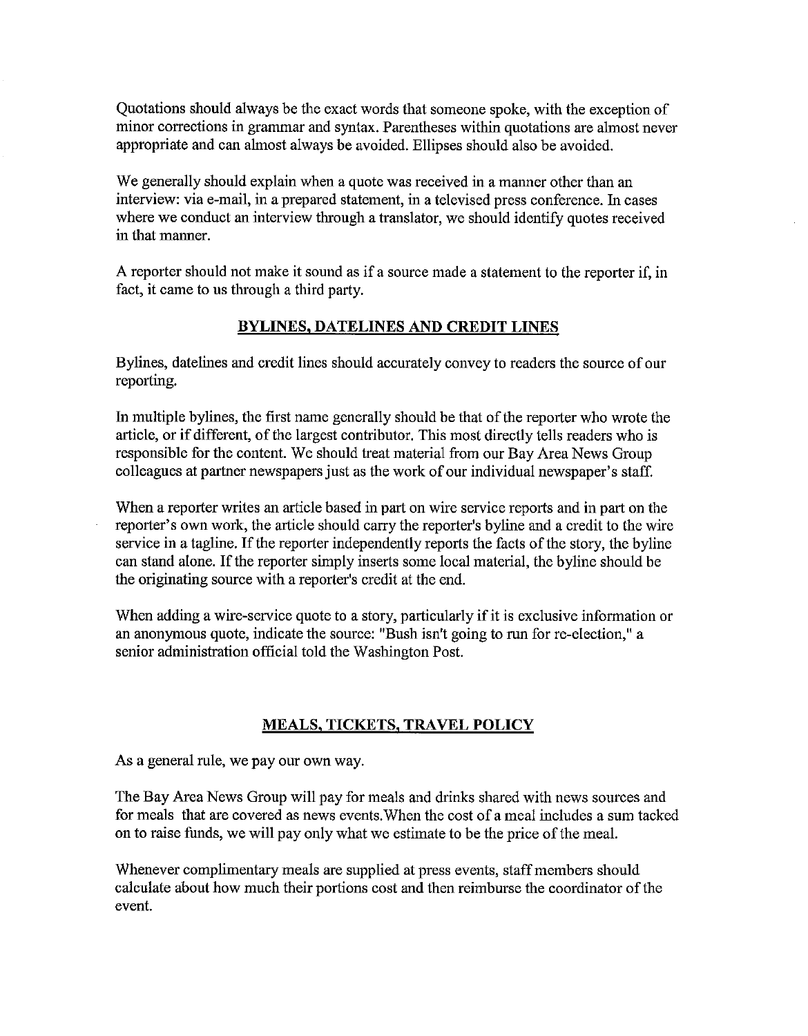Quotations should always be the exact words that someone spoke, with the exception of minor corrections in grammar and syntax. Parentheses within quotations are almost never appropriate and can almost always be avoided. Ellipses should also be avoided.

We generally should explain when a quote was received in a manner other than an interview: via e-mail, in a prepared statement, in a televised press conference. In cases where we conduct an interview through a translator, we should identify quotes received in that manner.

A reporter should not make it sound as if a source made a statement to the reporter if, in fact, it came to us through a third party.

## BYLINES, DATELINES AND CREDIT LINES

Bylines, datelines and credit lines should accurately convey to readers the source of our reporting.

In multiple bylines, the first name generally should be that of the reporter who wrote the article, or if different, of the largest contributor. This most directly tells readers who is responsible for the content. We should treat material from our Bay Area News Group colleagues at partner newspapers just as the work of our individual newspaper's staff.

When a reporter writes an article based in part on wire service reports and in part on the reporter's own work, the article should carry the reporter's byline and a credit to the wire service in a tagline. If the reporter independently reports the facts of the story, the byline can stand alone. If the reporter simply inserts some local material, the byline should be the originating source with a reporter's credit at the end.

When adding a wire-service quote to a story, particularly if it is exclusive information or an anonymous quote, indicate the source: "Bush isn't going to run for re-election," a senior administration official told the Washington Post.

## MEALS, TICKETS, TRAVEL POLICY

As a general rule, we pay our own way.

The Bay Area News Group will pay for meals and drinks shared with news sources and for meals that are covered as news events. When the cost of a meal includes a sum tacked on to raise funds, we will pay only what we estimate to be the price of the meal.

Whenever complimentary meals are supplied at press events, staff members should calculate about how much their portions cost and then reimburse the coordinator of the event.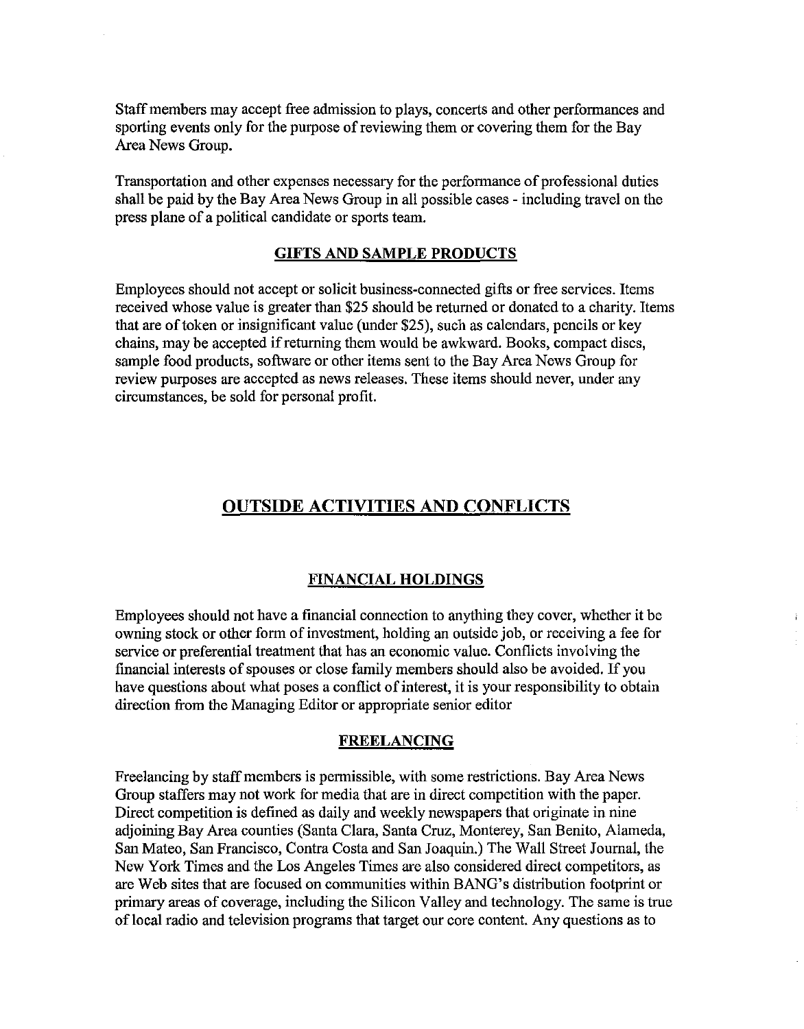Staff members may accept free admission to plays, concerts and other performances and sporting events only for the purpose of reviewing them or covering them for the Bay Area News Group.

Transportation and other expenses necessary for the performance of professional duties shall be paid by the Bay Area News Group in all possible cases - including travel on the press plane of a political candidate or sports team.

### GIFTS AND SAMPLE PRODUCTS

Employees should not accept or solicit business-connected gifts or free services. Items received whose value is greater than $25 should be returned or donated to a charity. Items that are of token or insignificant value (under $25), such as calendars, pencils or key chains, may be accepted if returning them would be awkward. Books, compact discs, sample food products, software or other items sent to the Bay Area News Group for review purposes are accepted as news releases. These items should never, under any circumstances, be sold for personal profit.

## OUTSIDE ACTIVITIES AND CONFLICTS

### FINANCIAL HOLDINGS

Employees should not have a financial connection to anything they cover, whether it be owning stock or other form of investment, holding an outside job, or receiving a fee for service or preferential treatment that has an economic value. Conflicts involving the financial interests of spouses or close family members should also be avoided. If you have questions about what poses a conflict of interest, it is your responsibility to obtain direction from the Managing Editor or appropriate senior editor

### FREELANCING

Freelancing by staff members is permissible, with some restrictions. Bay Area News Group staffers may not work for media that are in direct competition with the paper. Direct competition is defined as daily and weekly newspapers that originate in nine adjoining Bay Area counties (Santa Clara, Santa Cruz, Monterey, San Benito, Alameda, San Mateo, San Francisco, Contra Costa and San Joaquin.) The Wall Street Journal, the New York Times and the Los Angeles Times are also considered direct competitors, as are Web sites that are focused on communities within BANG's distribution footprint or primary areas of coverage, including the Silicon Valley and technology. The same is true of local radio and television programs that target our core content. Any questions as to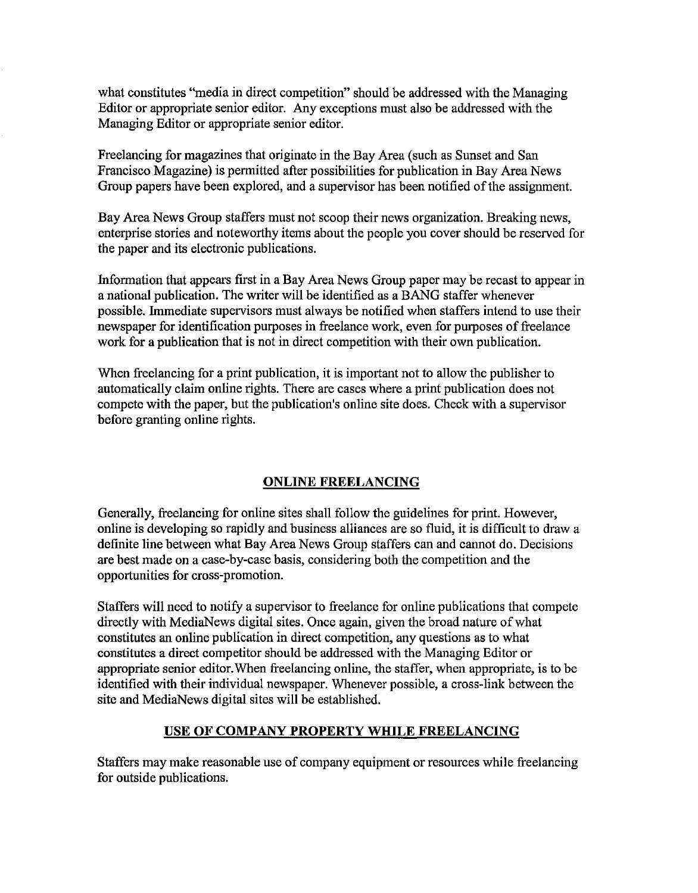what constitutes "media in direct competition" should be addressed with the Managing Editor or appropriate senior editor. Any exceptions must also be addressed with the Managing Editor or appropriate senior editor.

Freelancing for magazines that originate in the Bay Area (such as Sunset and San Francisco Magazine) is permitted after possibilities for publication in Bay Area News Group papers have been explored, and a supervisor has been notified of the assignment.

Bay Area News Group staffers must not scoop their news organization. Breaking news, enterprise stories and noteworthy items about the people you cover should be reserved for the paper and its electronic publications.

Information that appears first in a Bay Area News Group paper may be recast to appear in a national publication. The writer will be identified as a BANG staffer whenever possible. Immediate supervisors must always be notified when staffers intend to use their newspaper for identification purposes in freelance work, even for purposes of freelance work for a publication that is not in direct competition with their own publication.

When freelancing for a print publication, it is important not to allow the publisher to automatically claim online rights. There are cases where a print publication does not compete with the paper, but the publication's online site does. Check with a supervisor before granting online rights.

## ONLINE FREELANCING

Generally, freelancing for online sites shall follow the guidelines for print. However, online is developing so rapidly and business alliances are so fluid, it is difficult to draw a definite line between what Bay Area News Group staffers can and cannot do. Decisions are best made on a case-by-case basis, considering both the competition and the opportunities for cross-promotion.

Staffers will need to notify a supervisor to freelance for online publications that compete directly with MediaNews digital sites. Once again, given the broad nature of what constitutes an online publication in direct competition, any questions as to what constitutes a direct competitor should be addressed with the Managing Editor or appropriate senior editor.When freelancing online, the staffer, when appropriate, is to be identified with their individual newspaper. Whenever possible, a cross-link between the site and MediaNews digital sites will be established.

## USE OF COMPANY PROPERTY WHILE FREELANCING

Staffers may make reasonable use of company equipment or resources while freelancing for outside publications.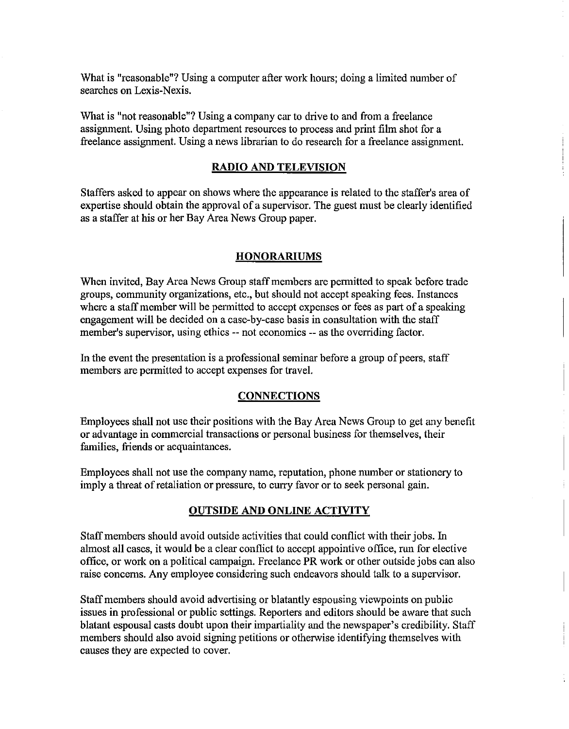What is "reasonable"? Using a computer after work hours; doing a limited number of searches on Lexis-Nexis.

What is "not reasonable"? Using a company car to drive to and from a freelance assignment. Using photo department resources to process and print film shot for a freelance assignment. Using a news librarian to do research for a freelance assignment.

## RADIO AND TELEVISION

Staffers asked to appear on shows where the appearance is related to the staffer's area of expertise should obtain the approval of a supervisor. The guest must be clearly identified as a staffer at his or her Bay Area News Group paper.

## HONORARIUMS

When invited, Bay Area News Group staff members are permitted to speak before trade groups, community organizations, etc., but should not accept speaking fees. Instances where a staff member will be permitted to accept expenses or fees as part of a speaking engagement will be decided on a case-by-case basis in consultation with the staff member's supervisor, using ethics -- not economics -- as the overriding factor.

In the event the presentation is a professional seminar before a group of peers, staff members are permitted to accept expenses for travel.

## CONNECTIONS

Employees shall not use their positions with the Bay Area News Group to get any benefit or advantage in commercial transactions or personal business for themselves, their families, friends or acquaintances.

Employees shall not use the company name, reputation, phone number or stationery to imply a threat of retaliation or pressure, to curry favor or to seek personal gain.

## OUTSIDE AND ONLINE ACTIVITY

Staff members should avoid outside activities that could conflict with their jobs. In almost all cases, it would be a clear conflict to accept appointive office, run for elective office, or work on a political campaign. Freelance PR work or other outside jobs can also raise concerns. Any employee considering such endeavors should talk to a supervisor.

Staff members should avoid advertising or blatantly espousing viewpoints on public issues in professional or public settings. Reporters and editors should be aware that such blatant espousal casts doubt upon their impartiality and the newspaper's credibility. Staff members should also avoid signing petitions or otherwise identifying themselves with causes they are expected to cover.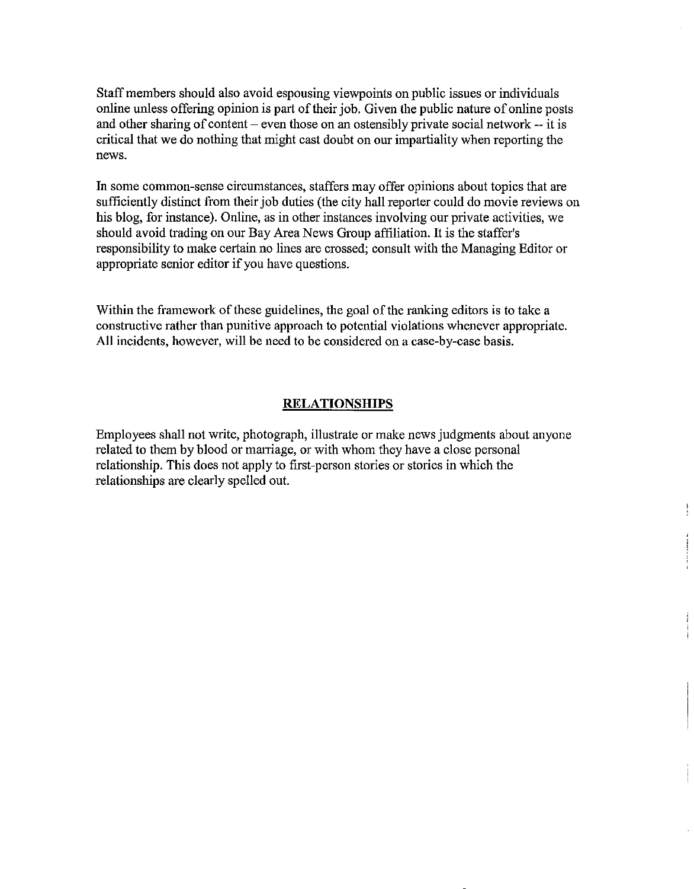Staff members should also avoid espousing viewpoints on public issues or individuals online unless offering opinion is part of their job. Given the public nature of online posts and other sharing of content – even those on an ostensibly private social network -- it is critical that we do nothing that might cast doubt on our impartiality when reporting the news.

In some common-sense circumstances, staffers may offer opinions about topics that are sufficiently distinct from their job duties (the city hall reporter could do movie reviews on his blog, for instance). Online, as in other instances involving our private activities, we should avoid trading on our Bay Area News Group affiliation. It is the staffer's responsibility to make certain no lines are crossed; consult with the Managing Editor or appropriate senior editor if you have questions.

Within the framework of these guidelines, the goal of the ranking editors is to take a constructive rather than punitive approach to potential violations whenever appropriate. All incidents, however, will be need to be considered on a case-by-case basis.

## RELATIONSHIPS

Employees shall not write, photograph, illustrate or make news judgments about anyone related to them by blood or marriage, or with whom they have a close personal relationship. This does not apply to first-person stories or stories in which the relationships are clearly spelled out.